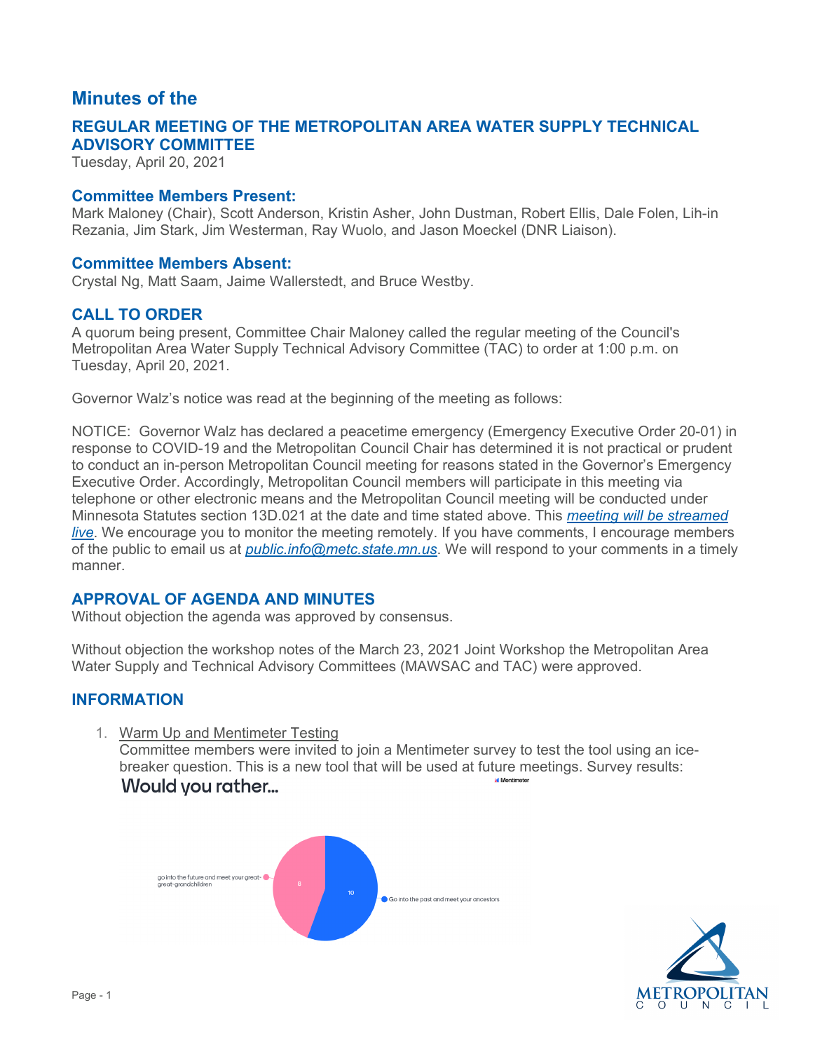# Minutes of the

## REGULAR MEETING OF THE METROPOLITAN AREA WATER SUPPLY TECHNICAL ADVISORY COMMITTEE

Tuesday, April 20, 2021

### Committee Members Present:

Mark Maloney (Chair), Scott Anderson, Kristin Asher, John Dustman, Robert Ellis, Dale Folen, Lih-in Rezania, Jim Stark, Jim Westerman, Ray Wuolo, and Jason Moeckel (DNR Liaison).

### Committee Members Absent:

Crystal Ng, Matt Saam, Jaime Wallerstedt, and Bruce Westby.

### CALL TO ORDER

A quorum being present, Committee Chair Maloney called the regular meeting of the Council's Metropolitan Area Water Supply Technical Advisory Committee (TAC) to order at 1:00 p.m. on Tuesday, April 20, 2021.

Governor Walz's notice was read at the beginning of the meeting as follows:

NOTICE: Governor Walz has declared a peacetime emergency (Emergency Executive Order 20-01) in response to COVID-19 and the Metropolitan Council Chair has determined it is not practical or prudent to conduct an in-person Metropolitan Council meeting for reasons stated in the Governor's Emergency Executive Order. Accordingly, Metropolitan Council members will participate in this meeting via telephone or other electronic means and the Metropolitan Council meeting will be conducted under Minnesota Statutes section 13D.021 at the date and time stated above. This *meeting will be streamed live*. We encourage you to monitor the meeting remotely. If you have comments, I encourage members of the public to email us at *public.info@metc.state.mn.us*. We will respond to your comments in a timely manner.

### APPROVAL OF AGENDA AND MINUTES

Without objection the agenda was approved by consensus.

Without objection the workshop notes of the March 23, 2021 Joint Workshop the Metropolitan Area Water Supply and Technical Advisory Committees (MAWSAC and TAC) were approved.

### INFORMATION

1. Warm Up and Mentimeter Testing
   Committee members were invited to join a Mentimeter survey to test the tool using an ice-breaker question. This is a new tool that will be used at future meetings. Survey results:

**Would you rather...**

- go into the future and meet your great-great-grandchildren: 8
- Go into the past and meet your ancestors: 10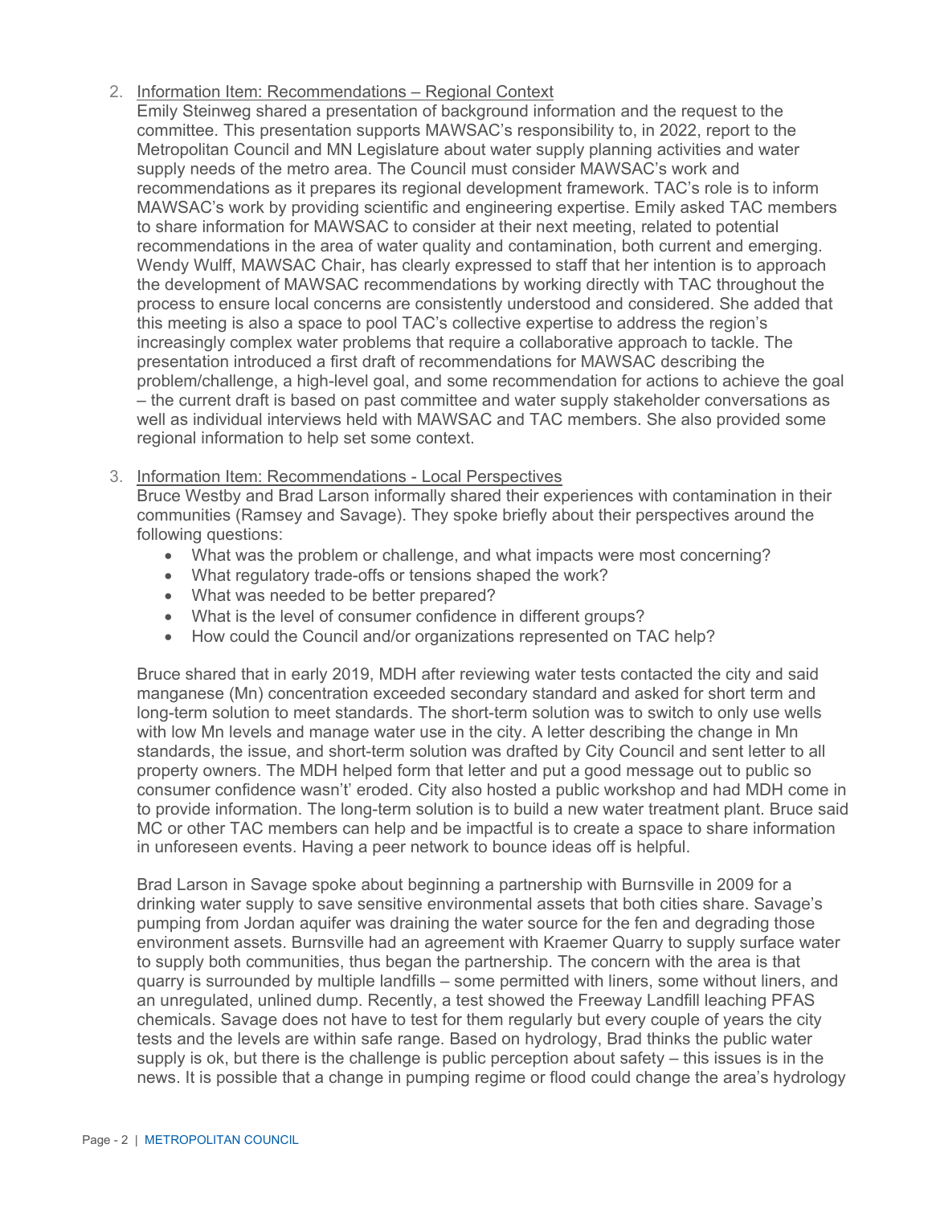2. <u>Information Item: Recommendations – Regional Context</u>
   Emily Steinweg shared a presentation of background information and the request to the committee. This presentation supports MAWSAC's responsibility to, in 2022, report to the Metropolitan Council and MN Legislature about water supply planning activities and water supply needs of the metro area. The Council must consider MAWSAC's work and recommendations as it prepares its regional development framework. TAC's role is to inform MAWSAC's work by providing scientific and engineering expertise. Emily asked TAC members to share information for MAWSAC to consider at their next meeting, related to potential recommendations in the area of water quality and contamination, both current and emerging. Wendy Wulff, MAWSAC Chair, has clearly expressed to staff that her intention is to approach the development of MAWSAC recommendations by working directly with TAC throughout the process to ensure local concerns are consistently understood and considered. She added that this meeting is also a space to pool TAC's collective expertise to address the region's increasingly complex water problems that require a collaborative approach to tackle. The presentation introduced a first draft of recommendations for MAWSAC describing the problem/challenge, a high-level goal, and some recommendation for actions to achieve the goal – the current draft is based on past committee and water supply stakeholder conversations as well as individual interviews held with MAWSAC and TAC members. She also provided some regional information to help set some context.

3. <u>Information Item: Recommendations - Local Perspectives</u>
   Bruce Westby and Brad Larson informally shared their experiences with contamination in their communities (Ramsey and Savage). They spoke briefly about their perspectives around the following questions:
   - What was the problem or challenge, and what impacts were most concerning?
   - What regulatory trade-offs or tensions shaped the work?
   - What was needed to be better prepared?
   - What is the level of consumer confidence in different groups?
   - How could the Council and/or organizations represented on TAC help?

   Bruce shared that in early 2019, MDH after reviewing water tests contacted the city and said manganese (Mn) concentration exceeded secondary standard and asked for short term and long-term solution to meet standards. The short-term solution was to switch to only use wells with low Mn levels and manage water use in the city. A letter describing the change in Mn standards, the issue, and short-term solution was drafted by City Council and sent letter to all property owners. The MDH helped form that letter and put a good message out to public so consumer confidence wasn't' eroded. City also hosted a public workshop and had MDH come in to provide information. The long-term solution is to build a new water treatment plant. Bruce said MC or other TAC members can help and be impactful is to create a space to share information in unforeseen events. Having a peer network to bounce ideas off is helpful.

   Brad Larson in Savage spoke about beginning a partnership with Burnsville in 2009 for a drinking water supply to save sensitive environmental assets that both cities share. Savage's pumping from Jordan aquifer was draining the water source for the fen and degrading those environment assets. Burnsville had an agreement with Kraemer Quarry to supply surface water to supply both communities, thus began the partnership. The concern with the area is that quarry is surrounded by multiple landfills – some permitted with liners, some without liners, and an unregulated, unlined dump. Recently, a test showed the Freeway Landfill leaching PFAS chemicals. Savage does not have to test for them regularly but every couple of years the city tests and the levels are within safe range. Based on hydrology, Brad thinks the public water supply is ok, but there is the challenge is public perception about safety – this issues is in the news. It is possible that a change in pumping regime or flood could change the area's hydrology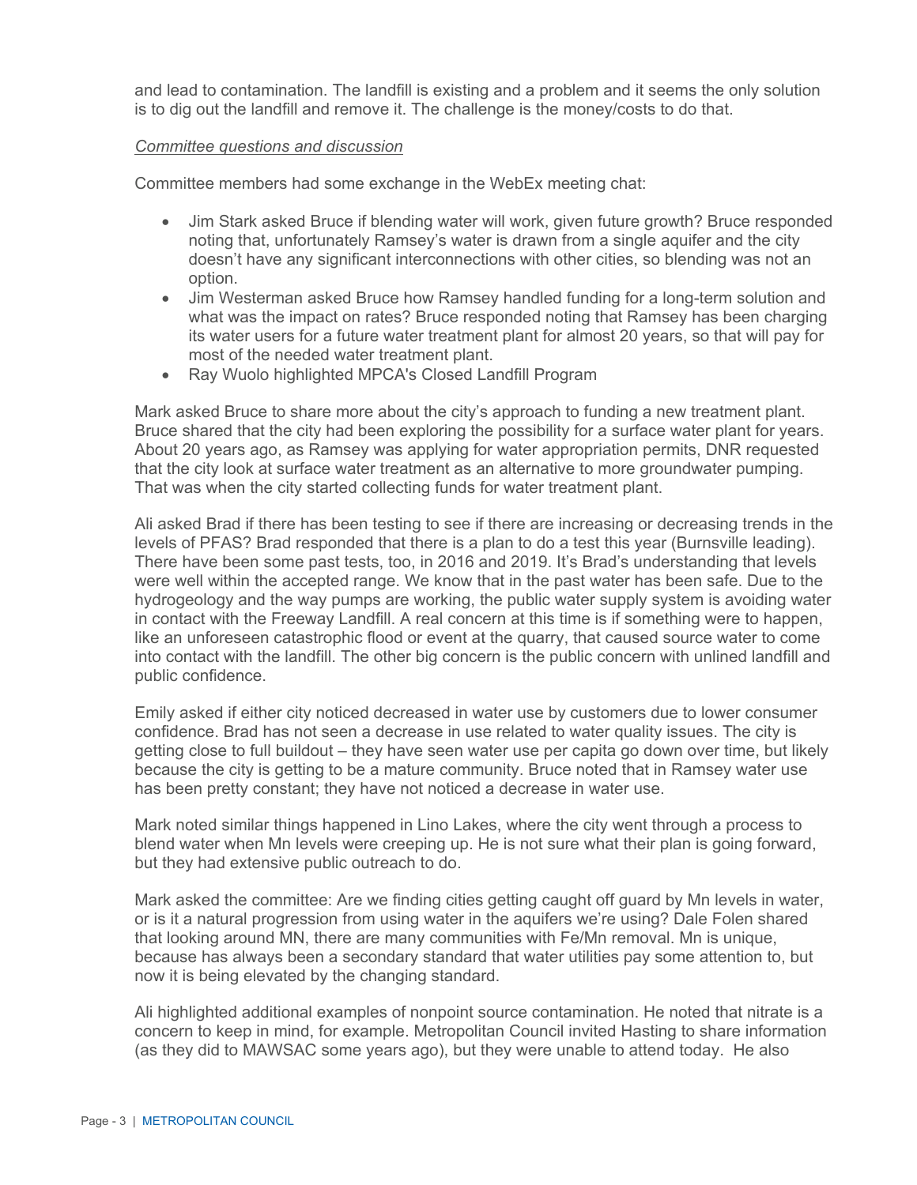and lead to contamination. The landfill is existing and a problem and it seems the only solution is to dig out the landfill and remove it. The challenge is the money/costs to do that.

*Committee questions and discussion*

Committee members had some exchange in the WebEx meeting chat:

- Jim Stark asked Bruce if blending water will work, given future growth? Bruce responded noting that, unfortunately Ramsey's water is drawn from a single aquifer and the city doesn't have any significant interconnections with other cities, so blending was not an option.
- Jim Westerman asked Bruce how Ramsey handled funding for a long-term solution and what was the impact on rates? Bruce responded noting that Ramsey has been charging its water users for a future water treatment plant for almost 20 years, so that will pay for most of the needed water treatment plant.
- Ray Wuolo highlighted MPCA's Closed Landfill Program

Mark asked Bruce to share more about the city's approach to funding a new treatment plant. Bruce shared that the city had been exploring the possibility for a surface water plant for years. About 20 years ago, as Ramsey was applying for water appropriation permits, DNR requested that the city look at surface water treatment as an alternative to more groundwater pumping. That was when the city started collecting funds for water treatment plant.

Ali asked Brad if there has been testing to see if there are increasing or decreasing trends in the levels of PFAS? Brad responded that there is a plan to do a test this year (Burnsville leading). There have been some past tests, too, in 2016 and 2019. It's Brad's understanding that levels were well within the accepted range. We know that in the past water has been safe. Due to the hydrogeology and the way pumps are working, the public water supply system is avoiding water in contact with the Freeway Landfill. A real concern at this time is if something were to happen, like an unforeseen catastrophic flood or event at the quarry, that caused source water to come into contact with the landfill. The other big concern is the public concern with unlined landfill and public confidence.

Emily asked if either city noticed decreased in water use by customers due to lower consumer confidence. Brad has not seen a decrease in use related to water quality issues. The city is getting close to full buildout – they have seen water use per capita go down over time, but likely because the city is getting to be a mature community. Bruce noted that in Ramsey water use has been pretty constant; they have not noticed a decrease in water use.

Mark noted similar things happened in Lino Lakes, where the city went through a process to blend water when Mn levels were creeping up. He is not sure what their plan is going forward, but they had extensive public outreach to do.

Mark asked the committee: Are we finding cities getting caught off guard by Mn levels in water, or is it a natural progression from using water in the aquifers we're using? Dale Folen shared that looking around MN, there are many communities with Fe/Mn removal. Mn is unique, because has always been a secondary standard that water utilities pay some attention to, but now it is being elevated by the changing standard.

Ali highlighted additional examples of nonpoint source contamination. He noted that nitrate is a concern to keep in mind, for example. Metropolitan Council invited Hasting to share information (as they did to MAWSAC some years ago), but they were unable to attend today. He also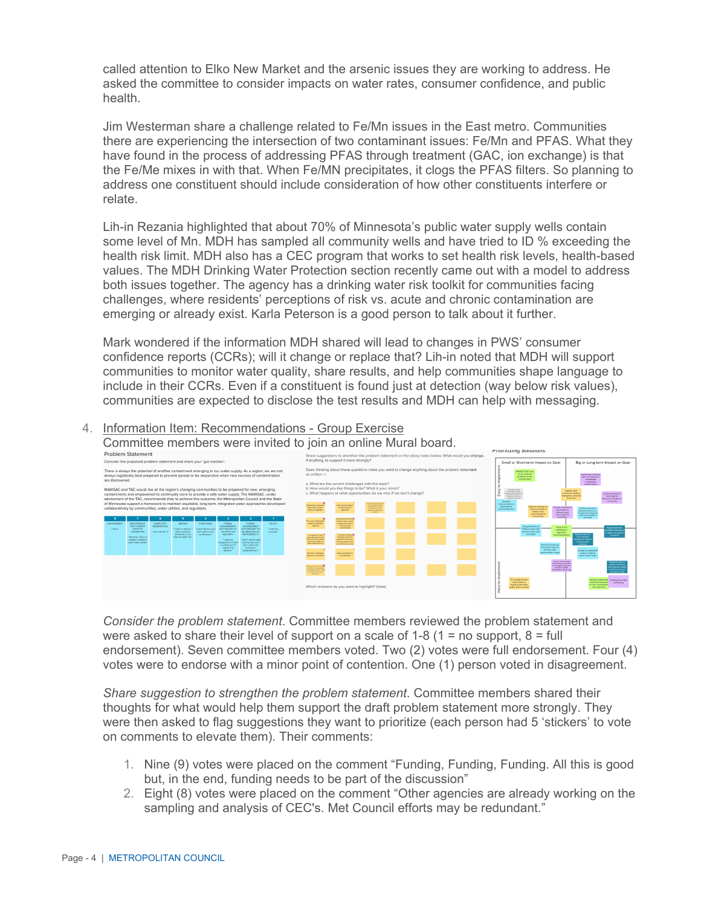called attention to Elko New Market and the arsenic issues they are working to address. He asked the committee to consider impacts on water rates, consumer confidence, and public health.

Jim Westerman share a challenge related to Fe/Mn issues in the East metro. Communities there are experiencing the intersection of two contaminant issues: Fe/Mn and PFAS. What they have found in the process of addressing PFAS through treatment (GAC, ion exchange) is that the Fe/Me mixes in with that. When Fe/MN precipitates, it clogs the PFAS filters. So planning to address one constituent should include consideration of how other constituents interfere or relate.

Lih-in Rezania highlighted that about 70% of Minnesota's public water supply wells contain some level of Mn. MDH has sampled all community wells and have tried to ID % exceeding the health risk limit. MDH also has a CEC program that works to set health risk levels, health-based values. The MDH Drinking Water Protection section recently came out with a model to address both issues together. The agency has a drinking water risk toolkit for communities facing challenges, where residents' perceptions of risk vs. acute and chronic contamination are emerging or already exist. Karla Peterson is a good person to talk about it further.

Mark wondered if the information MDH shared will lead to changes in PWS' consumer confidence reports (CCRs); will it change or replace that? Lih-in noted that MDH will support communities to monitor water quality, share results, and help communities shape language to include in their CCRs. Even if a constituent is found just at detection (way below risk values), communities are expected to disclose the test results and MDH can help with messaging.

4. Information Item: Recommendations - Group Exercise

Committee members were invited to join an online Mural board.

*Consider the problem statement*. Committee members reviewed the problem statement and were asked to share their level of support on a scale of 1-8 (1 = no support, 8 = full endorsement). Seven committee members voted. Two (2) votes were full endorsement. Four (4) votes were to endorse with a minor point of contention. One (1) person voted in disagreement.

*Share suggestion to strengthen the problem statement*. Committee members shared their thoughts for what would help them support the draft problem statement more strongly. They were then asked to flag suggestions they want to prioritize (each person had 5 'stickers' to vote on comments to elevate them). Their comments:

1. Nine (9) votes were placed on the comment "Funding, Funding, Funding. All this is good but, in the end, funding needs to be part of the discussion"
2. Eight (8) votes were placed on the comment "Other agencies are already working on the sampling and analysis of CEC's. Met Council efforts may be redundant."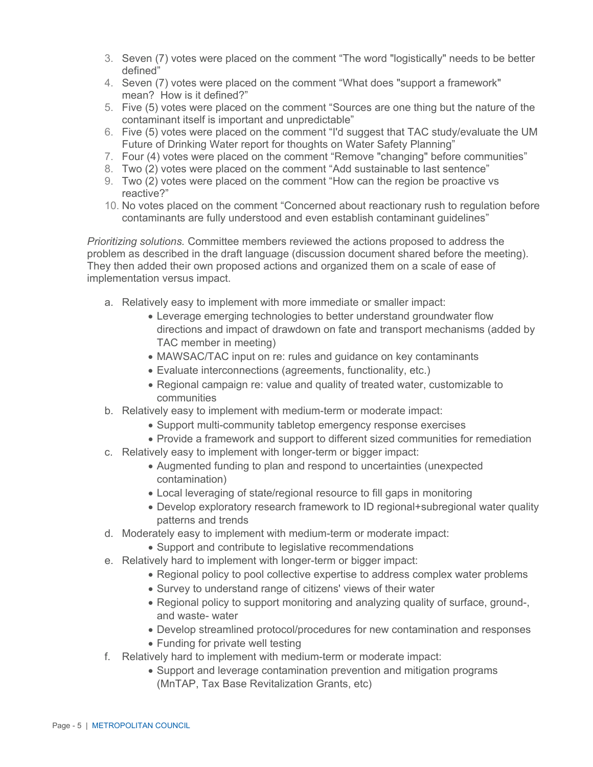3. Seven (7) votes were placed on the comment “The word "logistically" needs to be better defined”
4. Seven (7) votes were placed on the comment “What does "support a framework" mean? How is it defined?”
5. Five (5) votes were placed on the comment “Sources are one thing but the nature of the contaminant itself is important and unpredictable”
6. Five (5) votes were placed on the comment “I'd suggest that TAC study/evaluate the UM Future of Drinking Water report for thoughts on Water Safety Planning”
7. Four (4) votes were placed on the comment “Remove "changing" before communities”
8. Two (2) votes were placed on the comment “Add sustainable to last sentence”
9. Two (2) votes were placed on the comment “How can the region be proactive vs reactive?”
10. No votes placed on the comment “Concerned about reactionary rush to regulation before contaminants are fully understood and even establish contaminant guidelines”

*Prioritizing solutions.* Committee members reviewed the actions proposed to address the problem as described in the draft language (discussion document shared before the meeting). They then added their own proposed actions and organized them on a scale of ease of implementation versus impact.

a. Relatively easy to implement with more immediate or smaller impact:
   - Leverage emerging technologies to better understand groundwater flow directions and impact of drawdown on fate and transport mechanisms (added by TAC member in meeting)
   - MAWSAC/TAC input on re: rules and guidance on key contaminants
   - Evaluate interconnections (agreements, functionality, etc.)
   - Regional campaign re: value and quality of treated water, customizable to communities
b. Relatively easy to implement with medium-term or moderate impact:
   - Support multi-community tabletop emergency response exercises
   - Provide a framework and support to different sized communities for remediation
c. Relatively easy to implement with longer-term or bigger impact:
   - Augmented funding to plan and respond to uncertainties (unexpected contamination)
   - Local leveraging of state/regional resource to fill gaps in monitoring
   - Develop exploratory research framework to ID regional+subregional water quality patterns and trends
d. Moderately easy to implement with medium-term or moderate impact:
   - Support and contribute to legislative recommendations
e. Relatively hard to implement with longer-term or bigger impact:
   - Regional policy to pool collective expertise to address complex water problems
   - Survey to understand range of citizens' views of their water
   - Regional policy to support monitoring and analyzing quality of surface, ground-, and waste- water
   - Develop streamlined protocol/procedures for new contamination and responses
   - Funding for private well testing
f. Relatively hard to implement with medium-term or moderate impact:
   - Support and leverage contamination prevention and mitigation programs (MnTAP, Tax Base Revitalization Grants, etc)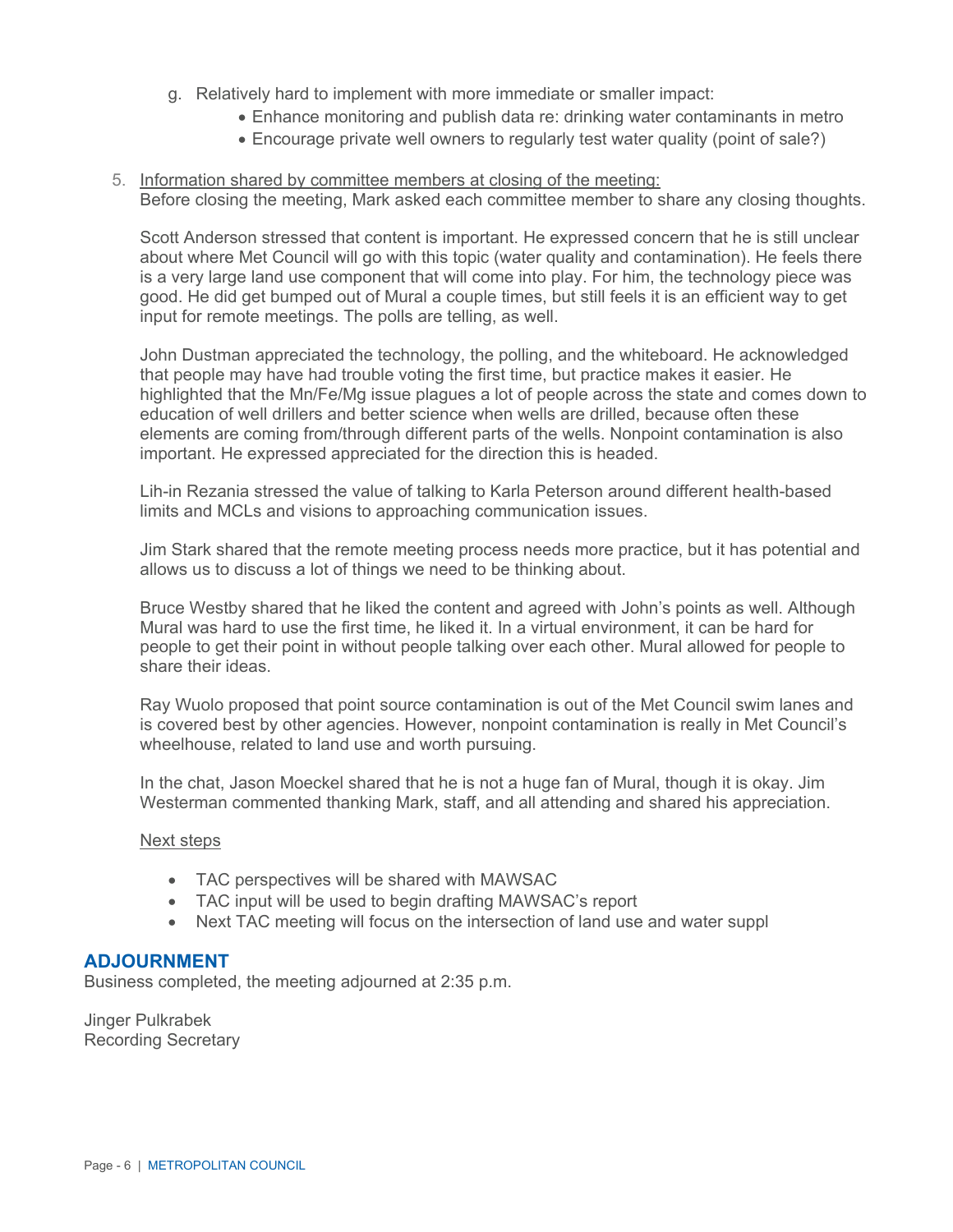g. Relatively hard to implement with more immediate or smaller impact:
    - Enhance monitoring and publish data re: drinking water contaminants in metro
    - Encourage private well owners to regularly test water quality (point of sale?)

5. Information shared by committee members at closing of the meeting:
Before closing the meeting, Mark asked each committee member to share any closing thoughts.

Scott Anderson stressed that content is important. He expressed concern that he is still unclear about where Met Council will go with this topic (water quality and contamination). He feels there is a very large land use component that will come into play. For him, the technology piece was good. He did get bumped out of Mural a couple times, but still feels it is an efficient way to get input for remote meetings. The polls are telling, as well.

John Dustman appreciated the technology, the polling, and the whiteboard. He acknowledged that people may have had trouble voting the first time, but practice makes it easier. He highlighted that the Mn/Fe/Mg issue plagues a lot of people across the state and comes down to education of well drillers and better science when wells are drilled, because often these elements are coming from/through different parts of the wells. Nonpoint contamination is also important. He expressed appreciated for the direction this is headed.

Lih-in Rezania stressed the value of talking to Karla Peterson around different health-based limits and MCLs and visions to approaching communication issues.

Jim Stark shared that the remote meeting process needs more practice, but it has potential and allows us to discuss a lot of things we need to be thinking about.

Bruce Westby shared that he liked the content and agreed with John's points as well. Although Mural was hard to use the first time, he liked it. In a virtual environment, it can be hard for people to get their point in without people talking over each other. Mural allowed for people to share their ideas.

Ray Wuolo proposed that point source contamination is out of the Met Council swim lanes and is covered best by other agencies. However, nonpoint contamination is really in Met Council's wheelhouse, related to land use and worth pursuing.

In the chat, Jason Moeckel shared that he is not a huge fan of Mural, though it is okay. Jim Westerman commented thanking Mark, staff, and all attending and shared his appreciation.

Next steps

- TAC perspectives will be shared with MAWSAC
- TAC input will be used to begin drafting MAWSAC's report
- Next TAC meeting will focus on the intersection of land use and water suppl

## ADJOURNMENT

Business completed, the meeting adjourned at 2:35 p.m.

Jinger Pulkrabek
Recording Secretary